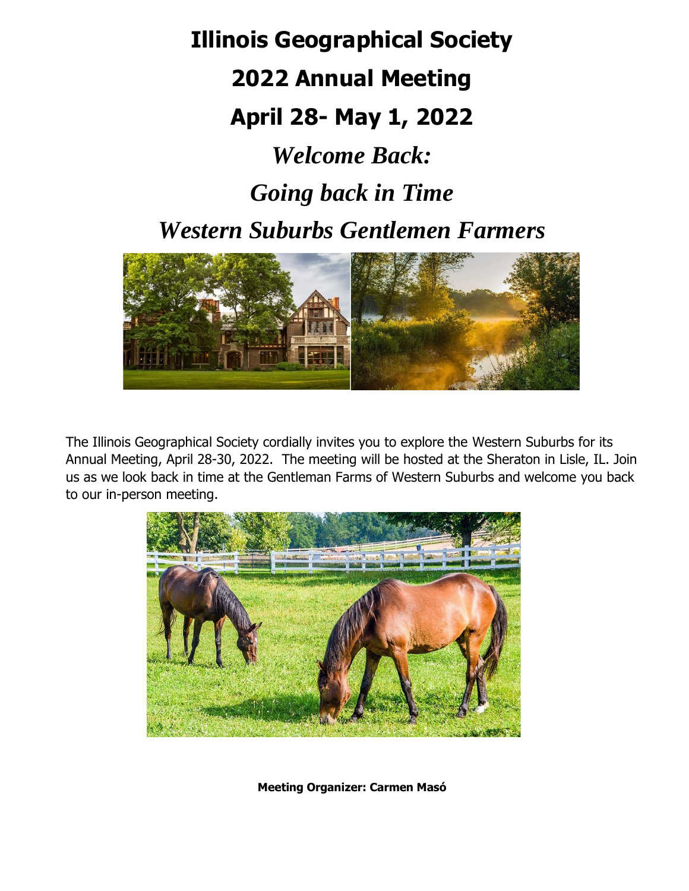# Illinois Geographical Society

# 2022 Annual Meeting

# April 28- May 1, 2022

## *Welcome Back:*

## *Going back in Time*

## *Western Suburbs Gentlemen Farmers*

The Illinois Geographical Society cordially invites you to explore the Western Suburbs for its Annual Meeting, April 28-30, 2022. The meeting will be hosted at the Sheraton in Lisle, IL. Join us as we look back in time at the Gentleman Farms of Western Suburbs and welcome you back to our in-person meeting.

**Meeting Organizer: Carmen Masó**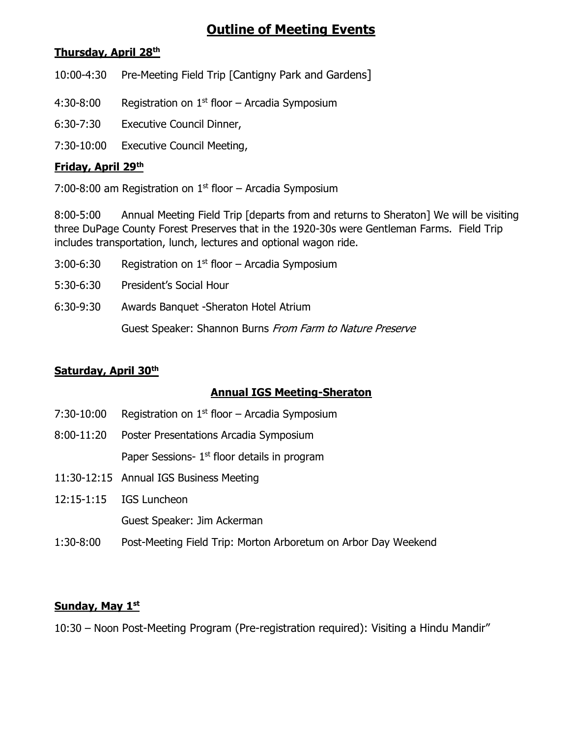# Outline of Meeting Events

## Thursday, April 28th

10:00-4:30 Pre-Meeting Field Trip [Cantigny Park and Gardens]

4:30-8:00 Registration on 1st floor – Arcadia Symposium

6:30-7:30 Executive Council Dinner,

7:30-10:00 Executive Council Meeting,

## Friday, April 29th

7:00-8:00 am Registration on 1st floor – Arcadia Symposium

8:00-5:00 Annual Meeting Field Trip [departs from and returns to Sheraton] We will be visiting three DuPage County Forest Preserves that in the 1920-30s were Gentleman Farms. Field Trip includes transportation, lunch, lectures and optional wagon ride.

3:00-6:30 Registration on 1st floor – Arcadia Symposium

5:30-6:30 President's Social Hour

6:30-9:30 Awards Banquet -Sheraton Hotel Atrium

Guest Speaker: Shannon Burns *From Farm to Nature Preserve*

## Saturday, April 30th

### Annual IGS Meeting-Sheraton

7:30-10:00 Registration on 1st floor – Arcadia Symposium

8:00-11:20 Poster Presentations Arcadia Symposium

Paper Sessions- 1st floor details in program

11:30-12:15 Annual IGS Business Meeting

12:15-1:15 IGS Luncheon

Guest Speaker: Jim Ackerman

1:30-8:00 Post-Meeting Field Trip: Morton Arboretum on Arbor Day Weekend

## Sunday, May 1st

10:30 – Noon Post-Meeting Program (Pre-registration required): Visiting a Hindu Mandir"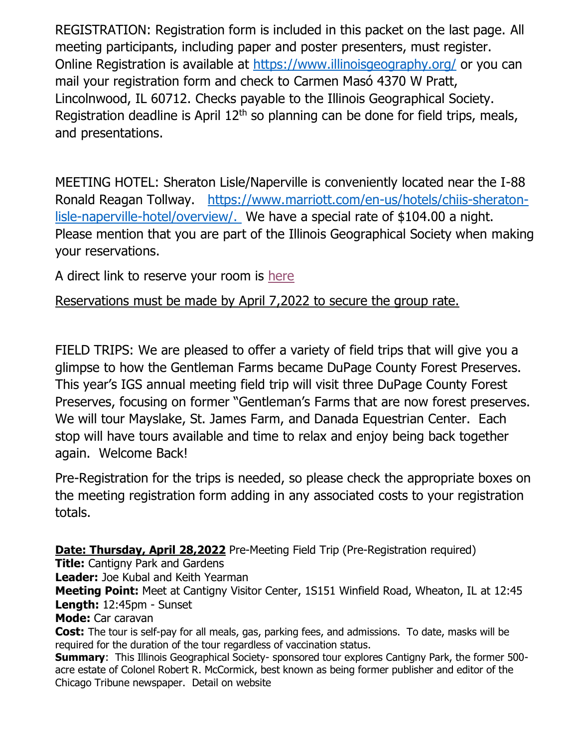REGISTRATION: Registration form is included in this packet on the last page. All meeting participants, including paper and poster presenters, must register. Online Registration is available at [https://www.illinoisgeography.org/](https://www.illinoisgeography.org/) or you can mail your registration form and check to Carmen Masó 4370 W Pratt, Lincolnwood, IL 60712. Checks payable to the Illinois Geographical Society. Registration deadline is April 12th so planning can be done for field trips, meals, and presentations.

MEETING HOTEL: Sheraton Lisle/Naperville is conveniently located near the I-88 Ronald Reagan Tollway. [https://www.marriott.com/en-us/hotels/chiis-sheraton-lisle-naperville-hotel/overview/.](https://www.marriott.com/en-us/hotels/chiis-sheraton-lisle-naperville-hotel/overview/) We have a special rate of $104.00 a night. Please mention that you are part of the Illinois Geographical Society when making your reservations.

A direct link to reserve your room is here

Reservations must be made by April 7,2022 to secure the group rate.

FIELD TRIPS: We are pleased to offer a variety of field trips that will give you a glimpse to how the Gentleman Farms became DuPage County Forest Preserves. This year's IGS annual meeting field trip will visit three DuPage County Forest Preserves, focusing on former "Gentleman's Farms that are now forest preserves. We will tour Mayslake, St. James Farm, and Danada Equestrian Center. Each stop will have tours available and time to relax and enjoy being back together again. Welcome Back!

Pre-Registration for the trips is needed, so please check the appropriate boxes on the meeting registration form adding in any associated costs to your registration totals.

**Date: Thursday, April 28,2022** Pre-Meeting Field Trip (Pre-Registration required)
**Title:** Cantigny Park and Gardens
**Leader:** Joe Kubal and Keith Yearman
**Meeting Point:** Meet at Cantigny Visitor Center, 1S151 Winfield Road, Wheaton, IL at 12:45
**Length:** 12:45pm - Sunset
**Mode:** Car caravan
**Cost:** The tour is self-pay for all meals, gas, parking fees, and admissions. To date, masks will be required for the duration of the tour regardless of vaccination status.
**Summary**: This Illinois Geographical Society- sponsored tour explores Cantigny Park, the former 500-acre estate of Colonel Robert R. McCormick, best known as being former publisher and editor of the Chicago Tribune newspaper. Detail on website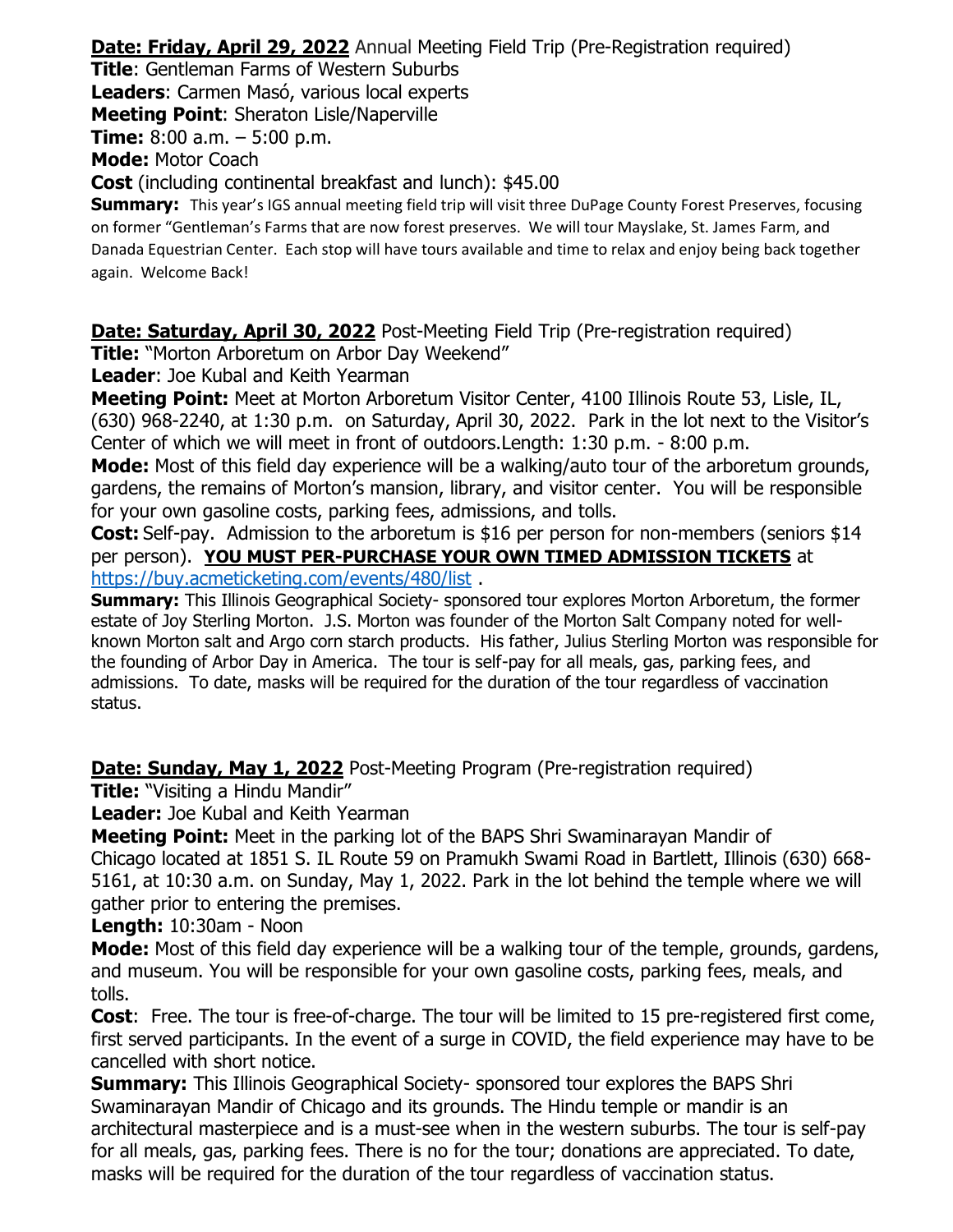**<u>Date: Friday, April 29, 2022</u>** Annual Meeting Field Trip (Pre-Registration required)
**Title**: Gentleman Farms of Western Suburbs
**Leaders**: Carmen Masó, various local experts
**Meeting Point**: Sheraton Lisle/Naperville
**Time:** 8:00 a.m. – 5:00 p.m.
**Mode:** Motor Coach
**Cost** (including continental breakfast and lunch): $45.00
**Summary:** This year's IGS annual meeting field trip will visit three DuPage County Forest Preserves, focusing on former "Gentleman's Farms that are now forest preserves. We will tour Mayslake, St. James Farm, and Danada Equestrian Center. Each stop will have tours available and time to relax and enjoy being back together again. Welcome Back!

**<u>Date: Saturday, April 30, 2022</u>** Post-Meeting Field Trip (Pre-registration required)
**Title:** "Morton Arboretum on Arbor Day Weekend"
**Leader**: Joe Kubal and Keith Yearman
**Meeting Point:** Meet at Morton Arboretum Visitor Center, 4100 Illinois Route 53, Lisle, IL, (630) 968-2240, at 1:30 p.m. on Saturday, April 30, 2022. Park in the lot next to the Visitor's Center of which we will meet in front of outdoors.Length: 1:30 p.m. - 8:00 p.m.
**Mode:** Most of this field day experience will be a walking/auto tour of the arboretum grounds, gardens, the remains of Morton's mansion, library, and visitor center. You will be responsible for your own gasoline costs, parking fees, admissions, and tolls.
**Cost:** Self-pay. Admission to the arboretum is $16 per person for non-members (seniors $14 per person). **<u>YOU MUST PER-PURCHASE YOUR OWN TIMED ADMISSION TICKETS</u>** at https://buy.acmeticketing.com/events/480/list .
**Summary:** This Illinois Geographical Society- sponsored tour explores Morton Arboretum, the former estate of Joy Sterling Morton. J.S. Morton was founder of the Morton Salt Company noted for well-known Morton salt and Argo corn starch products. His father, Julius Sterling Morton was responsible for the founding of Arbor Day in America. The tour is self-pay for all meals, gas, parking fees, and admissions. To date, masks will be required for the duration of the tour regardless of vaccination status.

**<u>Date: Sunday, May 1, 2022</u>** Post-Meeting Program (Pre-registration required)
**Title:** "Visiting a Hindu Mandir"
**Leader:** Joe Kubal and Keith Yearman
**Meeting Point:** Meet in the parking lot of the BAPS Shri Swaminarayan Mandir of Chicago located at 1851 S. IL Route 59 on Pramukh Swami Road in Bartlett, Illinois (630) 668-5161, at 10:30 a.m. on Sunday, May 1, 2022. Park in the lot behind the temple where we will gather prior to entering the premises.
**Length:** 10:30am - Noon
**Mode:** Most of this field day experience will be a walking tour of the temple, grounds, gardens, and museum. You will be responsible for your own gasoline costs, parking fees, meals, and tolls.
**Cost**: Free. The tour is free-of-charge. The tour will be limited to 15 pre-registered first come, first served participants. In the event of a surge in COVID, the field experience may have to be cancelled with short notice.
**Summary:** This Illinois Geographical Society- sponsored tour explores the BAPS Shri Swaminarayan Mandir of Chicago and its grounds. The Hindu temple or mandir is an architectural masterpiece and is a must-see when in the western suburbs. The tour is self-pay for all meals, gas, parking fees. There is no for the tour; donations are appreciated. To date, masks will be required for the duration of the tour regardless of vaccination status.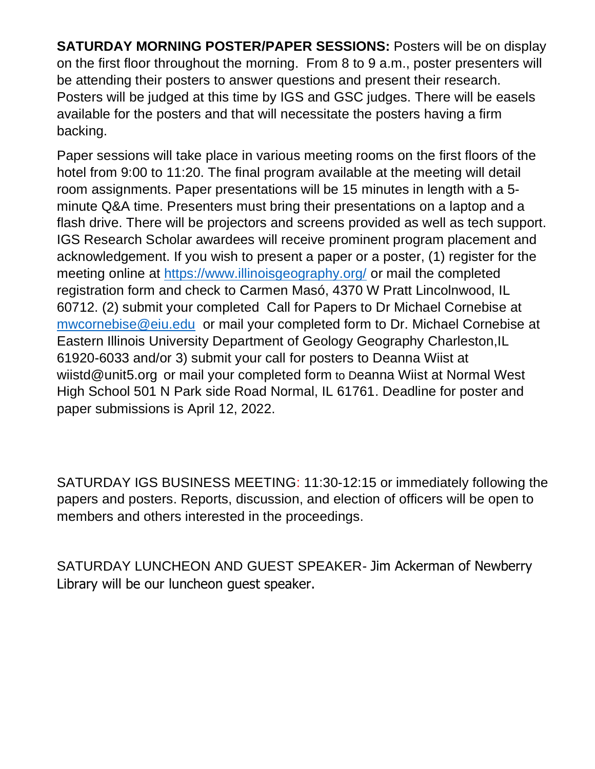**SATURDAY MORNING POSTER/PAPER SESSIONS:** Posters will be on display on the first floor throughout the morning. From 8 to 9 a.m., poster presenters will be attending their posters to answer questions and present their research. Posters will be judged at this time by IGS and GSC judges. There will be easels available for the posters and that will necessitate the posters having a firm backing.

Paper sessions will take place in various meeting rooms on the first floors of the hotel from 9:00 to 11:20. The final program available at the meeting will detail room assignments. Paper presentations will be 15 minutes in length with a 5-minute Q&A time. Presenters must bring their presentations on a laptop and a flash drive. There will be projectors and screens provided as well as tech support. IGS Research Scholar awardees will receive prominent program placement and acknowledgement. If you wish to present a paper or a poster, (1) register for the meeting online at https://www.illinoisgeography.org/ or mail the completed registration form and check to Carmen Masó, 4370 W Pratt Lincolnwood, IL 60712. (2) submit your completed Call for Papers to Dr Michael Cornebise at mwcornebise@eiu.edu or mail your completed form to Dr. Michael Cornebise at Eastern Illinois University Department of Geology Geography Charleston,IL 61920-6033 and/or 3) submit your call for posters to Deanna Wiist at wiistd@unit5.org or mail your completed form to Deanna Wiist at Normal West High School 501 N Park side Road Normal, IL 61761. Deadline for poster and paper submissions is April 12, 2022.

SATURDAY IGS BUSINESS MEETING: 11:30-12:15 or immediately following the papers and posters. Reports, discussion, and election of officers will be open to members and others interested in the proceedings.

SATURDAY LUNCHEON AND GUEST SPEAKER- Jim Ackerman of Newberry Library will be our luncheon guest speaker.